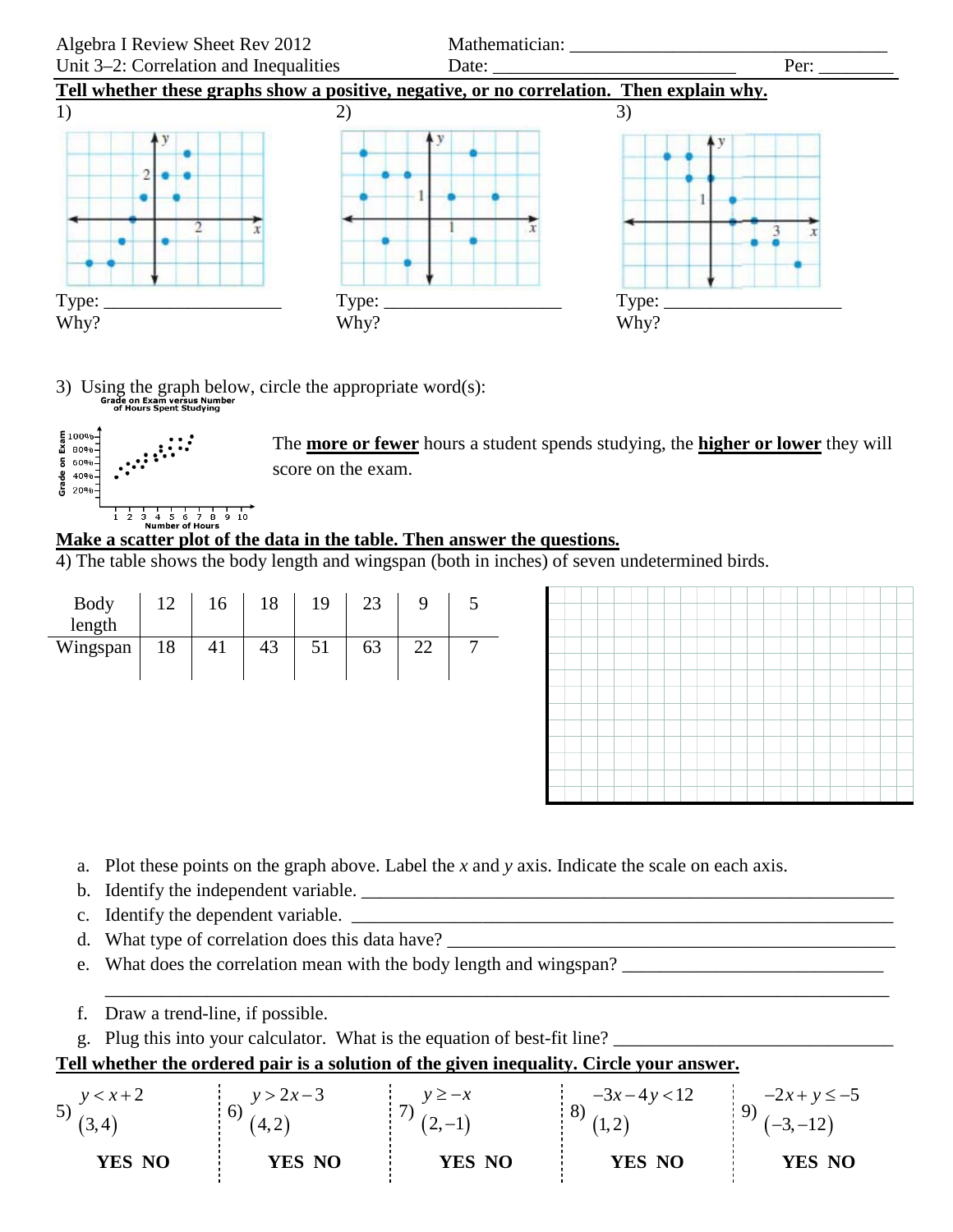Algebra I Review Sheet Rev 2012
Unit 3–2: Correlation and Inequalities

Mathematician: ___________________________________
Date: __________________________ Per: ________

**Tell whether these graphs show a positive, negative, or no correlation. Then explain why.**

1)

Type: ___________________
Why?

2)

Type: ___________________
Why?

3)

Type: ___________________
Why?

3) Using the graph below, circle the appropriate word(s):

Grade on Exam versus Number of Hours Spent Studying

The **more or fewer** hours a student spends studying, the **higher or lower** they will score on the exam.

**Make a scatter plot of the data in the table. Then answer the questions.**

4) The table shows the body length and wingspan (both in inches) of seven undetermined birds.

| Body length | 12 | 16 | 18 | 19 | 23 | 9 | 5 |
|---|---|---|---|---|---|---|---|
| Wingspan | 18 | 41 | 43 | 51 | 63 | 22 | 7 |

a. Plot these points on the graph above. Label the $x$ and $y$ axis. Indicate the scale on each axis.
b. Identify the independent variable. ______________________________________________
c. Identify the dependent variable. ______________________________________________
d. What type of correlation does this data have? ______________________________________
e. What does the correlation mean with the body length and wingspan? ______________________
______________________________________________________________________________
f. Draw a trend-line, if possible.
g. Plug this into your calculator. What is the equation of best-fit line? ______________________

**Tell whether the ordered pair is a solution of the given inequality. Circle your answer.**

5) $y < x + 2$
$(3, 4)$
**YES NO**

6) $y > 2x - 3$
$(4, 2)$
**YES NO**

7) $y \geq -x$
$(2, -1)$
**YES NO**

8) $-3x - 4y < 12$
$(1, 2)$
**YES NO**

9) $-2x + y \leq -5$
$(-3, -12)$
**YES NO**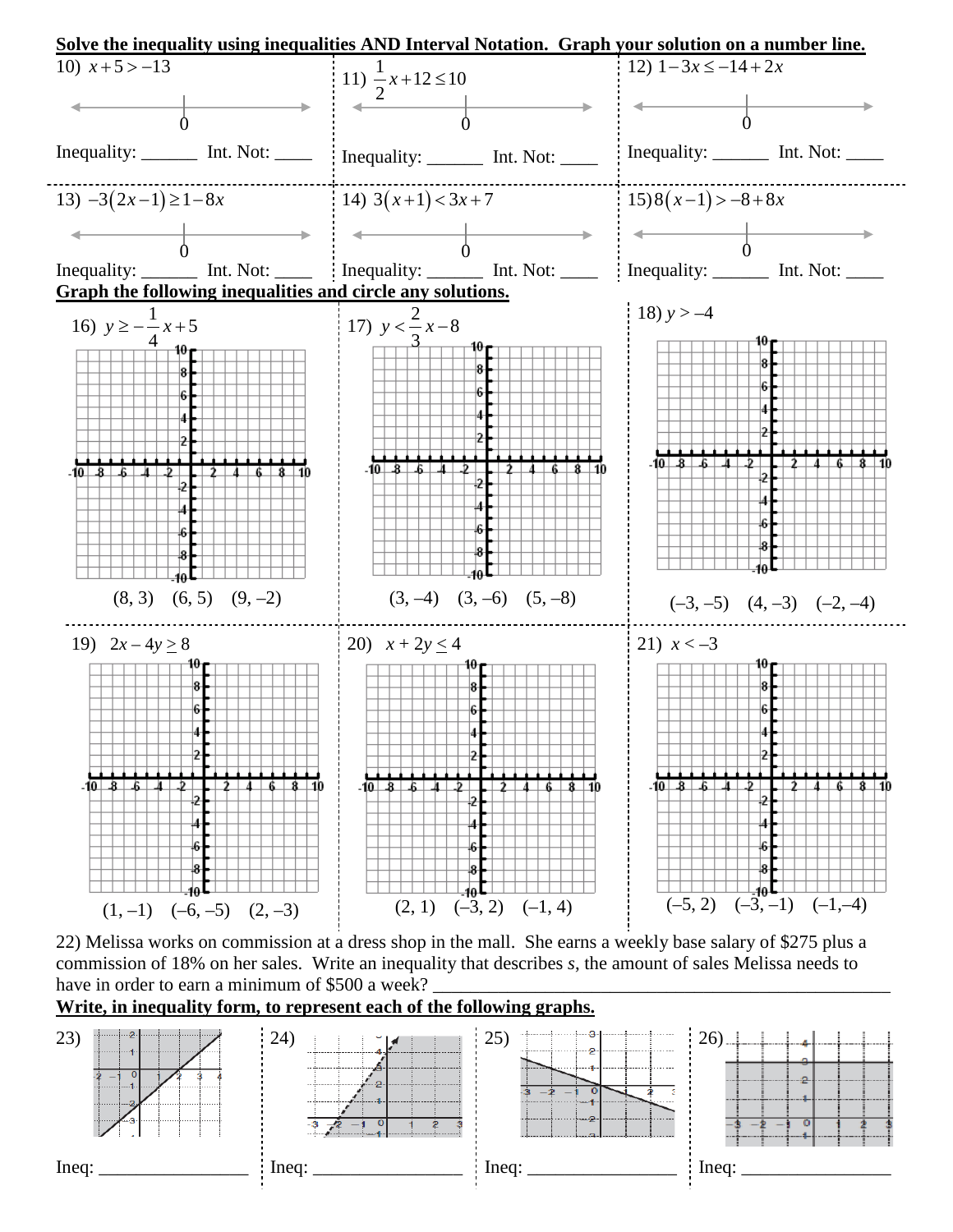**Solve the inequality using inequalities AND Interval Notation. Graph your solution on a number line.**

10) $x + 5 > -13$

0

Inequality: ______ Int. Not: ____

11) $\frac{1}{2}x + 12 \leq 10$

0

Inequality: ______ Int. Not: ____

12) $1 - 3x \leq -14 + 2x$

0

Inequality: ______ Int. Not: ____

13) $-3(2x - 1) \geq 1 - 8x$

0

Inequality: ______ Int. Not: ____

14) $3(x + 1) < 3x + 7$

0

Inequality: ______ Int. Not: ____

15) $8(x - 1) > -8 + 8x$

0

Inequality: ______ Int. Not: ____

**Graph the following inequalities and circle any solutions.**

16) $y \geq -\frac{1}{4}x + 5$

(8, 3) (6, 5) (9, –2)

17) $y < \frac{2}{3}x - 8$

(3, –4) (3, –6) (5, –8)

18) $y > -4$

(–3, –5) (4, –3) (–2, –4)

19) $2x - 4y \geq 8$

(1, –1) (–6, –5) (2, –3)

20) $x + 2y \leq 4$

(2, 1) (–3, 2) (–1, 4)

21) $x < -3$

(–5, 2) (–3, –1) (–1,–4)

22) Melissa works on commission at a dress shop in the mall. She earns a weekly base salary of $275 plus a commission of 18% on her sales. Write an inequality that describes *s*, the amount of sales Melissa needs to have in order to earn a minimum of $500 a week? ________________________________________________

**Write, in inequality form, to represent each of the following graphs.**

23)

Ineq: ________________

24)

Ineq: ________________

25)

Ineq: ________________

26)

Ineq: ________________